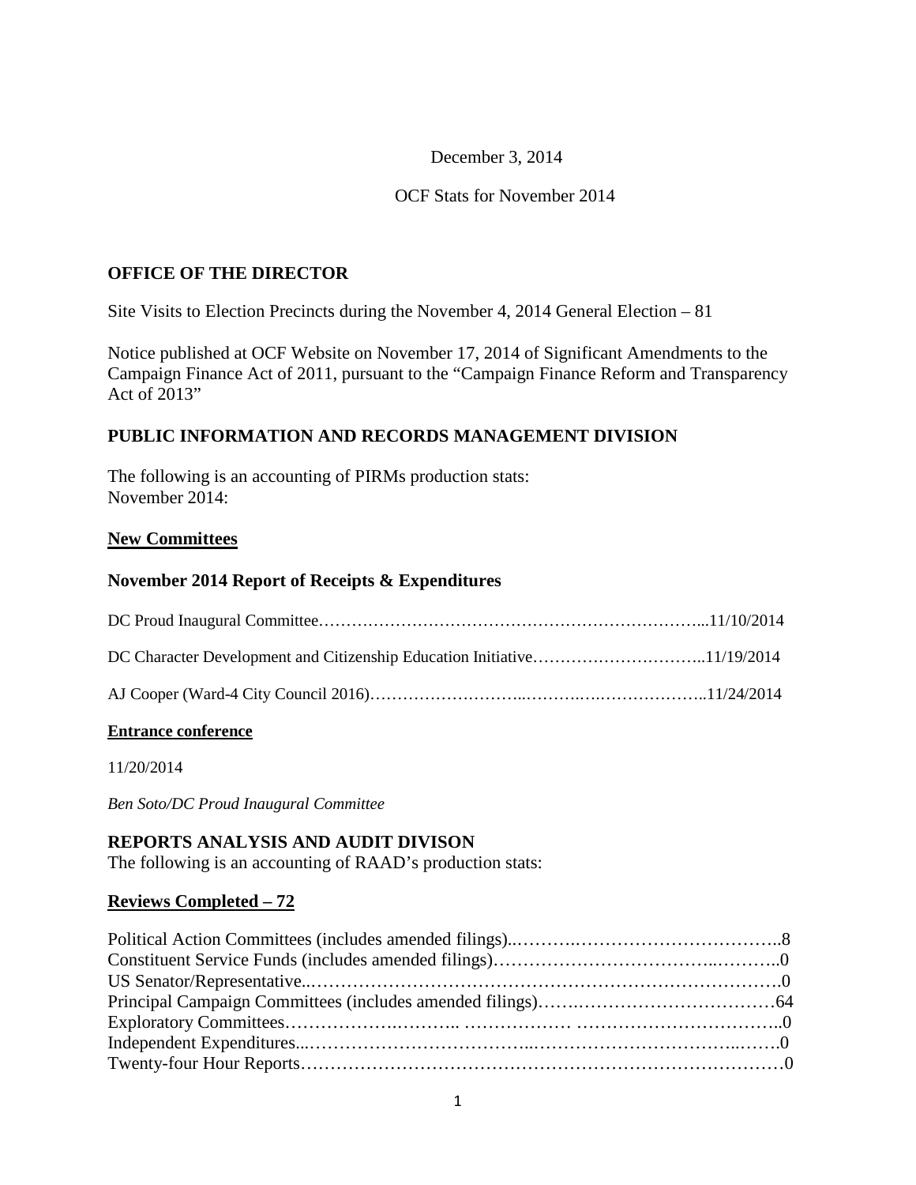December 3, 2014

OCF Stats for November 2014

## OFFICE OF THE DIRECTOR

Site Visits to Election Precincts during the November 4, 2014 General Election – 81

Notice published at OCF Website on November 17, 2014 of Significant Amendments to the Campaign Finance Act of 2011, pursuant to the "Campaign Finance Reform and Transparency Act of 2013"

## PUBLIC INFORMATION AND RECORDS MANAGEMENT DIVISION

The following is an accounting of PIRMs production stats:
November 2014:

**New Committees**

### November 2014 Report of Receipts & Expenditures

DC Proud Inaugural Committee…………………………………………………………...11/10/2014

DC Character Development and Citizenship Education Initiative…………………………..11/19/2014

AJ Cooper (Ward-4 City Council 2016)………………………..……….….………………..11/24/2014

**Entrance conference**

11/20/2014

*Ben Soto/DC Proud Inaugural Committee*

## REPORTS ANALYSIS AND AUDIT DIVISON

The following is an accounting of RAAD's production stats:

**Reviews Completed – 72**

Political Action Committees (includes amended filings)..……….……………………………..8
Constituent Service Funds (includes amended filings)……………….……………..………..0
US Senator/Representative..……………………………………………………………………….0
Principal Campaign Committees (includes amended filings)…….……………………………64
Exploratory Committees…………….……….. ……………… ……………………………..0
Independent Expenditures...……………………………..………………………………..……0
Twenty-four Hour Reports……………………………………………………………………0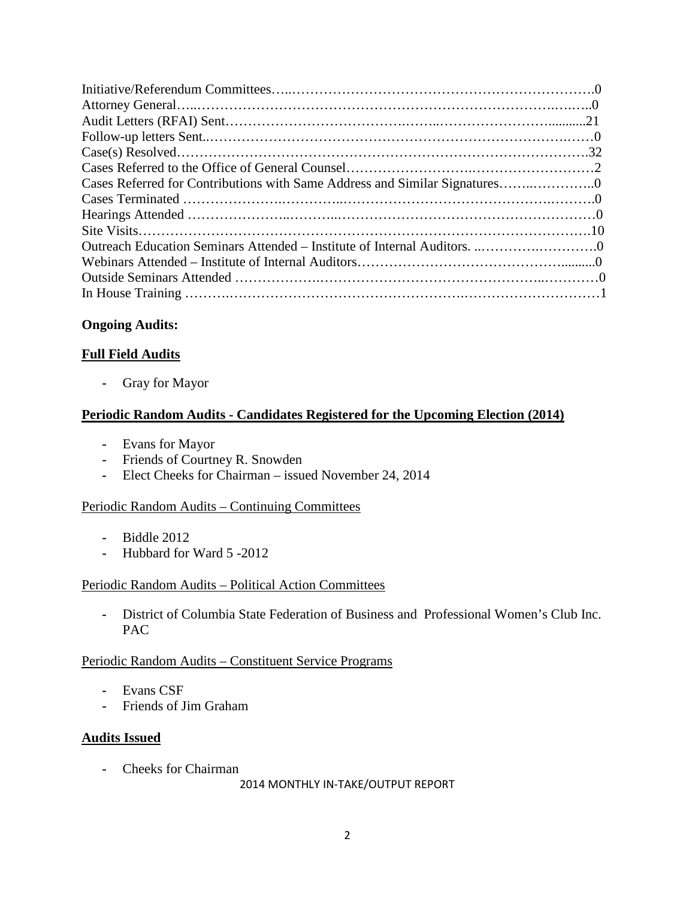Initiative/Referendum Committees…..…………………………………………………………0
Attorney General…..………………………………………………………………….….…..0
Audit Letters (RFAI) Sent…………………………………….……..…………………….........21
Follow-up letters Sent..……………………………………………………………….……0
Case(s) Resolved……………………………………………………………………….32
Cases Referred to the Office of General Counsel……………………….……………………2
Cases Referred for Contributions with Same Address and Similar Signatures……..…………..0
Cases Terminated …………………..………..……………………………………….……….0
Hearings Attended …………………..………..…………………………………………………0
Site Visits……………………………………………………………………………………10
Outreach Education Seminars Attended – Institute of Internal Auditors. ..………….………….0
Webinars Attended – Institute of Internal Auditors……………………………………..........0
Outside Seminars Attended ……………….…………………………………………..…………0
In House Training ……….……………………………………….………………………1

**Ongoing Audits:**

**Full Field Audits**

- Gray for Mayor

**Periodic Random Audits - Candidates Registered for the Upcoming Election (2014)**

- Evans for Mayor
- Friends of Courtney R. Snowden
- Elect Cheeks for Chairman – issued November 24, 2014

Periodic Random Audits – Continuing Committees

- Biddle 2012
- Hubbard for Ward 5 -2012

Periodic Random Audits – Political Action Committees

- District of Columbia State Federation of Business and Professional Women's Club Inc. PAC

Periodic Random Audits – Constituent Service Programs

- Evans CSF
- Friends of Jim Graham

**Audits Issued**

- Cheeks for Chairman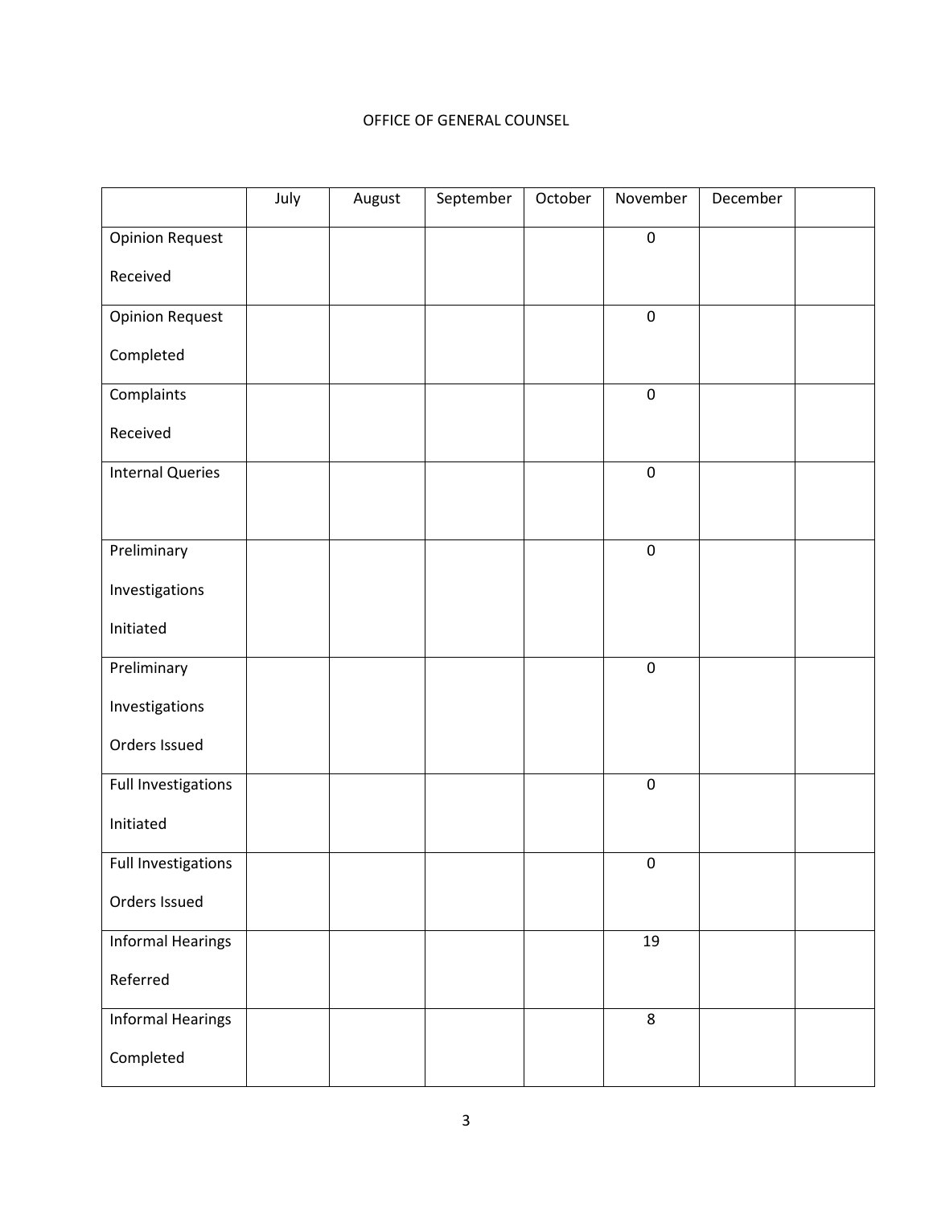OFFICE OF GENERAL COUNSEL

| | July | August | September | October | November | December | |
|---|---|---|---|---|---|---|---|
| Opinion Request Received | | | | | 0 | | |
| Opinion Request Completed | | | | | 0 | | |
| Complaints Received | | | | | 0 | | |
| Internal Queries | | | | | 0 | | |
| Preliminary Investigations Initiated | | | | | 0 | | |
| Preliminary Investigations Orders Issued | | | | | 0 | | |
| Full Investigations Initiated | | | | | 0 | | |
| Full Investigations Orders Issued | | | | | 0 | | |
| Informal Hearings Referred | | | | | 19 | | |
| Informal Hearings Completed | | | | | 8 | | |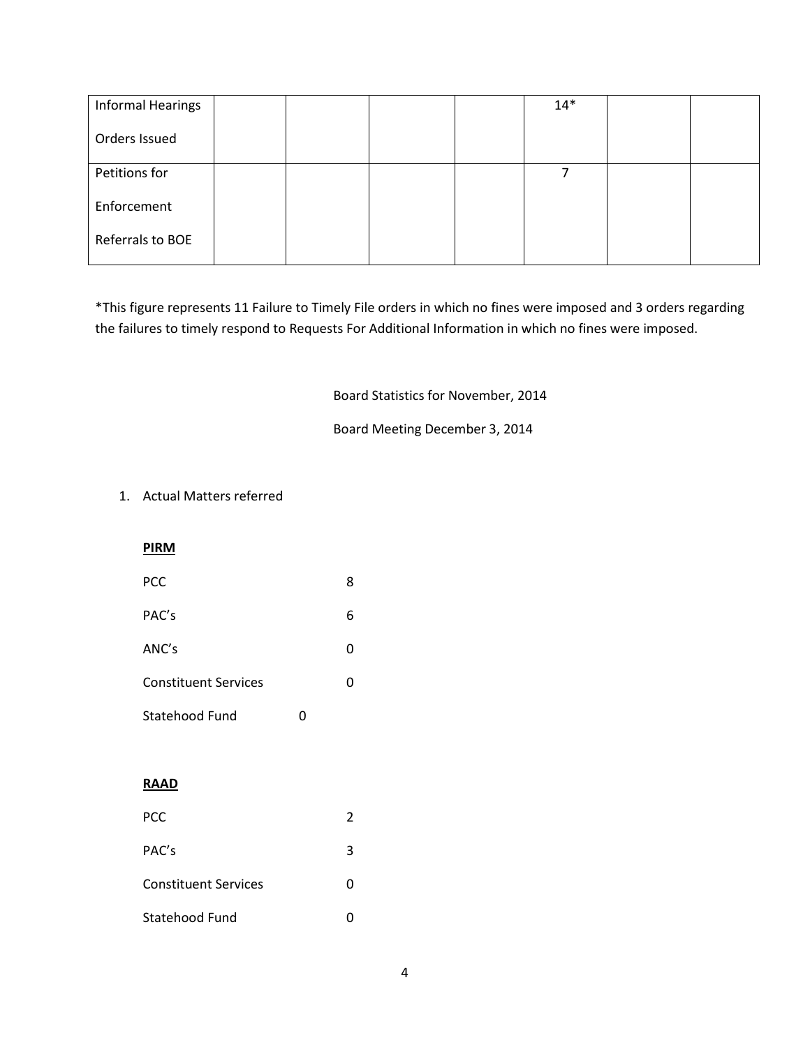| | | | | | | | |
|---|---|---|---|---|---|---|---|
| Informal Hearings<br><br>Orders Issued | | | | | 14* | | |
| Petitions for<br><br>Enforcement<br><br>Referrals to BOE | | | | | 7 | | |

*This figure represents 11 Failure to Timely File orders in which no fines were imposed and 3 orders regarding the failures to timely respond to Requests For Additional Information in which no fines were imposed.

Board Statistics for November, 2014

Board Meeting December 3, 2014

1. Actual Matters referred

**PIRM**

| | |
|---|---|
| PCC | 8 |
| PAC's | 6 |
| ANC's | 0 |
| Constituent Services | 0 |
| Statehood Fund | 0 |

**RAAD**

| | |
|---|---|
| PCC | 2 |
| PAC's | 3 |
| Constituent Services | 0 |
| Statehood Fund | 0 |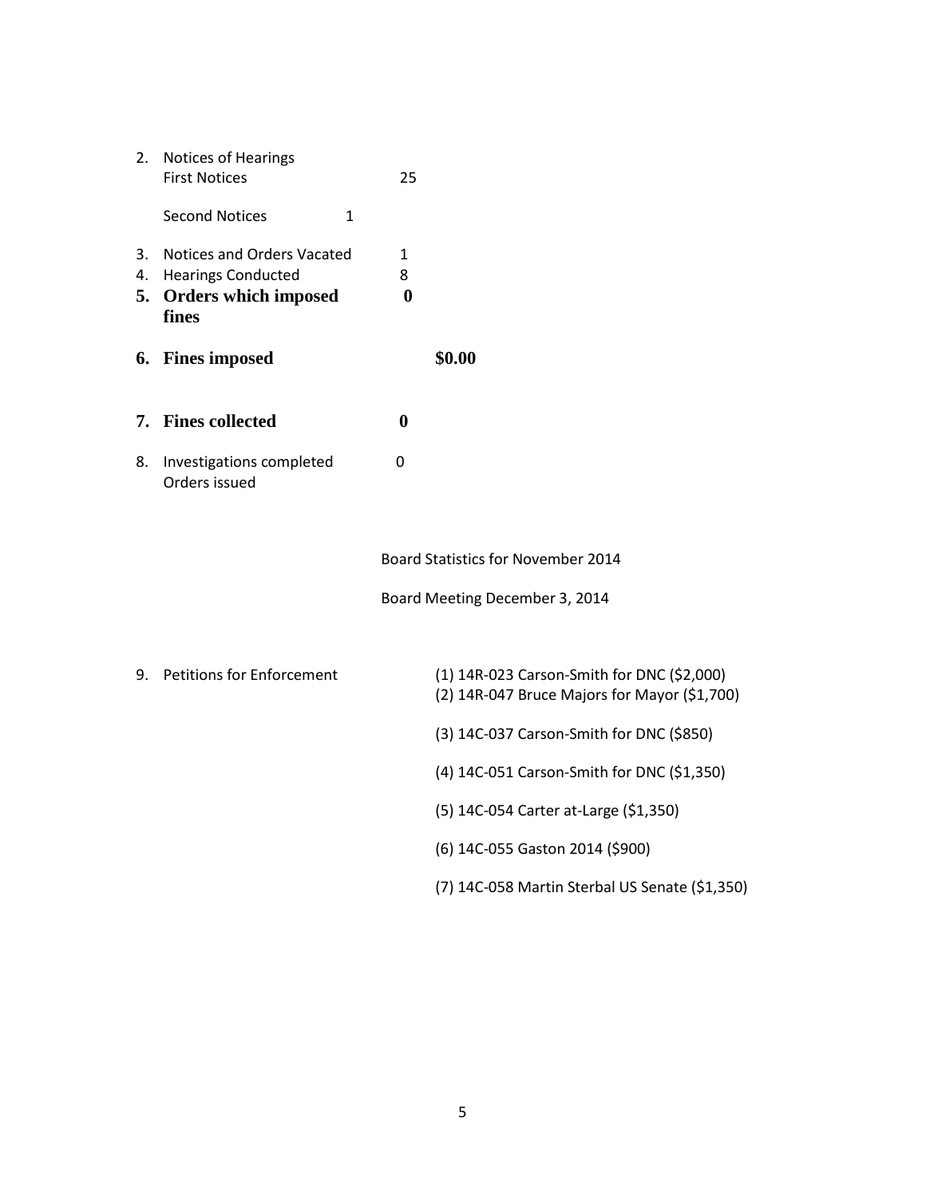2. Notices of Hearings
   First Notices 25

   Second Notices 1

3. Notices and Orders Vacated 1
4. Hearings Conducted 8
5. **Orders which imposed fines** **0**

6. **Fines imposed** **$0.00**

7. **Fines collected** **0**

8. Investigations completed 0
   Orders issued

Board Statistics for November 2014

Board Meeting December 3, 2014

9. Petitions for Enforcement
   - (1) 14R-023 Carson-Smith for DNC ($2,000)
   - (2) 14R-047 Bruce Majors for Mayor ($1,700)
   - (3) 14C-037 Carson-Smith for DNC ($850)
   - (4) 14C-051 Carson-Smith for DNC ($1,350)
   - (5) 14C-054 Carter at-Large ($1,350)
   - (6) 14C-055 Gaston 2014 ($900)
   - (7) 14C-058 Martin Sterbal US Senate ($1,350)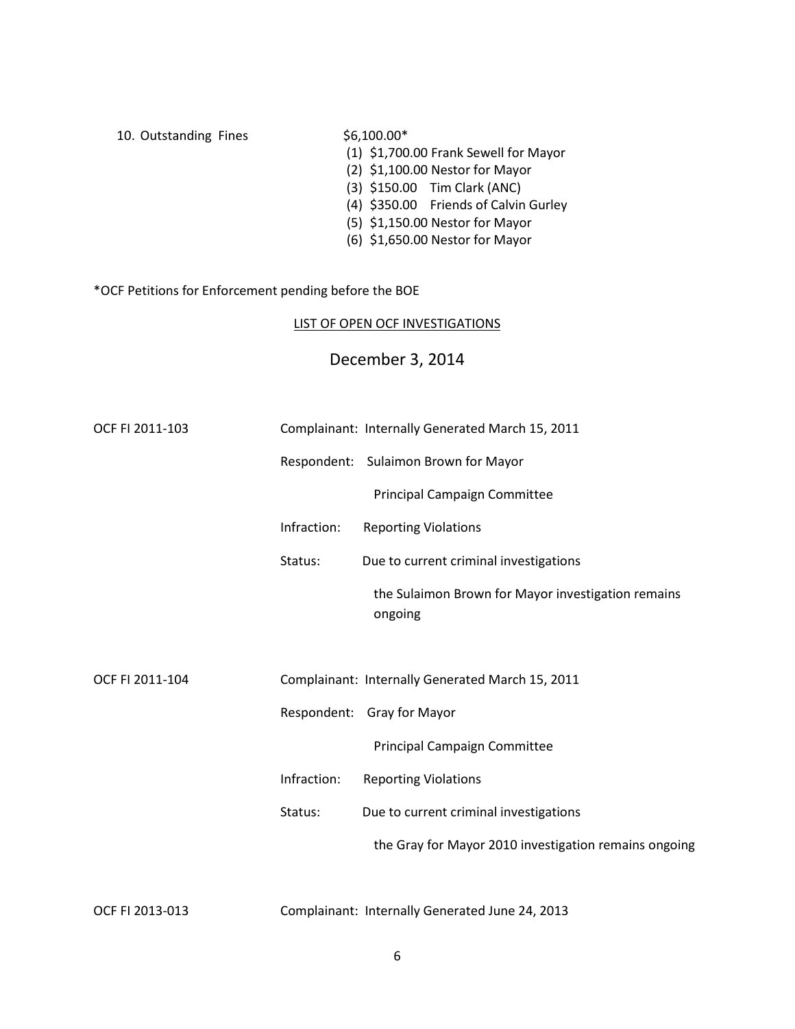10. Outstanding Fines $6,100.00*

(1) $1,700.00 Frank Sewell for Mayor
(2) $1,100.00 Nestor for Mayor
(3) $150.00 Tim Clark (ANC)
(4) $350.00 Friends of Calvin Gurley
(5) $1,150.00 Nestor for Mayor
(6) $1,650.00 Nestor for Mayor

*OCF Petitions for Enforcement pending before the BOE

## LIST OF OPEN OCF INVESTIGATIONS

## December 3, 2014

**OCF FI 2011-103**

Complainant: Internally Generated March 15, 2011

Respondent: Sulaimon Brown for Mayor
Principal Campaign Committee

Infraction: Reporting Violations

Status: Due to current criminal investigations
the Sulaimon Brown for Mayor investigation remains ongoing

**OCF FI 2011-104**

Complainant: Internally Generated March 15, 2011

Respondent: Gray for Mayor
Principal Campaign Committee

Infraction: Reporting Violations

Status: Due to current criminal investigations
the Gray for Mayor 2010 investigation remains ongoing

**OCF FI 2013-013**

Complainant: Internally Generated June 24, 2013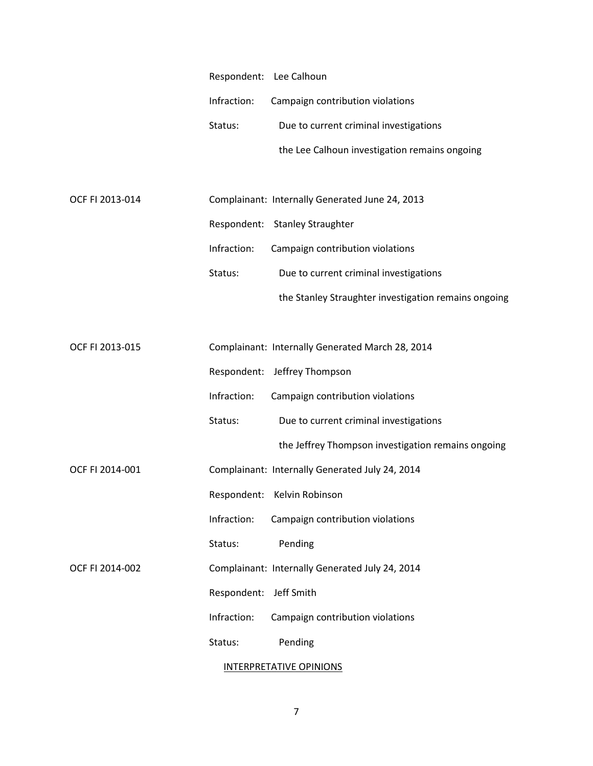Respondent: Lee Calhoun

Infraction: Campaign contribution violations

Status: Due to current criminal investigations the Lee Calhoun investigation remains ongoing

OCF FI 2013-014

Complainant: Internally Generated June 24, 2013

Respondent: Stanley Straughter

Infraction: Campaign contribution violations

Status: Due to current criminal investigations the Stanley Straughter investigation remains ongoing

OCF FI 2013-015

Complainant: Internally Generated March 28, 2014

Respondent: Jeffrey Thompson

Infraction: Campaign contribution violations

Status: Due to current criminal investigations the Jeffrey Thompson investigation remains ongoing

OCF FI 2014-001

Complainant: Internally Generated July 24, 2014

Respondent: Kelvin Robinson

Infraction: Campaign contribution violations

Status: Pending

OCF FI 2014-002

Complainant: Internally Generated July 24, 2014

Respondent: Jeff Smith

Infraction: Campaign contribution violations

Status: Pending

INTERPRETATIVE OPINIONS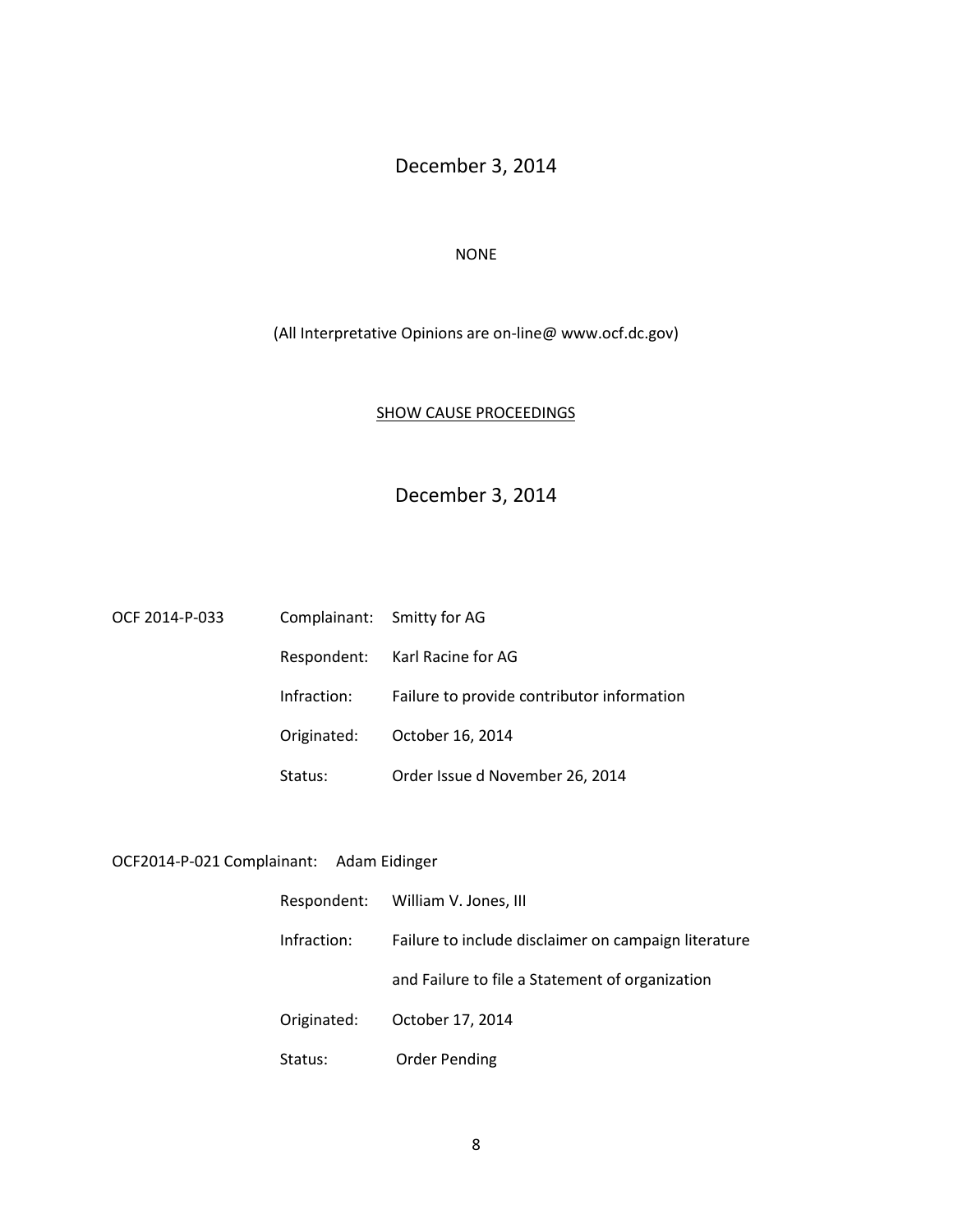December 3, 2014

NONE

(All Interpretative Opinions are on-line@ www.ocf.dc.gov)

SHOW CAUSE PROCEEDINGS

December 3, 2014

OCF 2014-P-033

| | |
|---|---|
| Complainant: | Smitty for AG |
| Respondent: | Karl Racine for AG |
| Infraction: | Failure to provide contributor information |
| Originated: | October 16, 2014 |
| Status: | Order Issue d November 26, 2014 |

OCF2014-P-021

| | |
|---|---|
| Complainant: | Adam Eidinger |
| Respondent: | William V. Jones, III |
| Infraction: | Failure to include disclaimer on campaign literature and Failure to file a Statement of organization |
| Originated: | October 17, 2014 |
| Status: | Order Pending |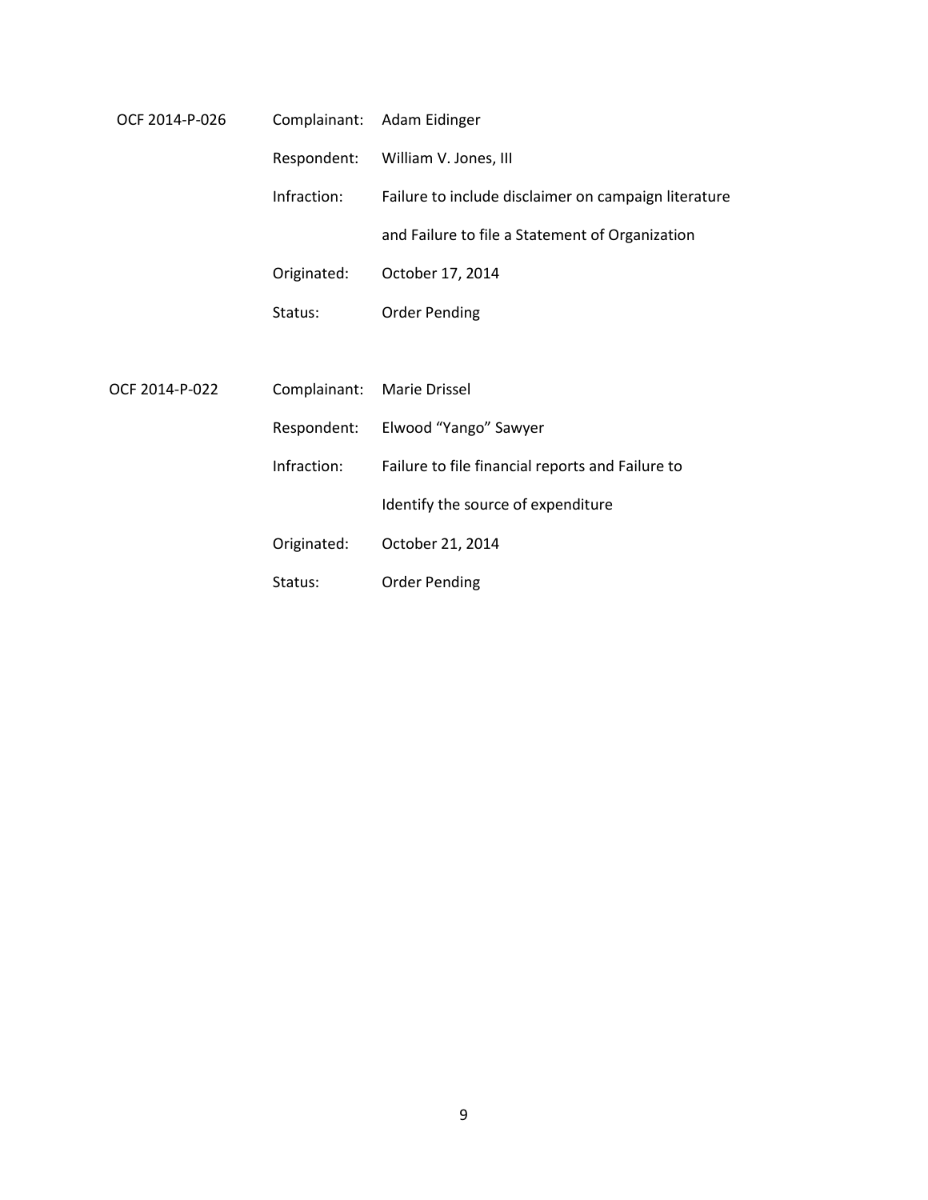| | | |
|---|---|---|
| OCF 2014-P-026 | Complainant: | Adam Eidinger |
| | Respondent: | William V. Jones, III |
| | Infraction: | Failure to include disclaimer on campaign literature and Failure to file a Statement of Organization |
| | Originated: | October 17, 2014 |
| | Status: | Order Pending |
| OCF 2014-P-022 | Complainant: | Marie Drissel |
| | Respondent: | Elwood "Yango" Sawyer |
| | Infraction: | Failure to file financial reports and Failure to Identify the source of expenditure |
| | Originated: | October 21, 2014 |
| | Status: | Order Pending |